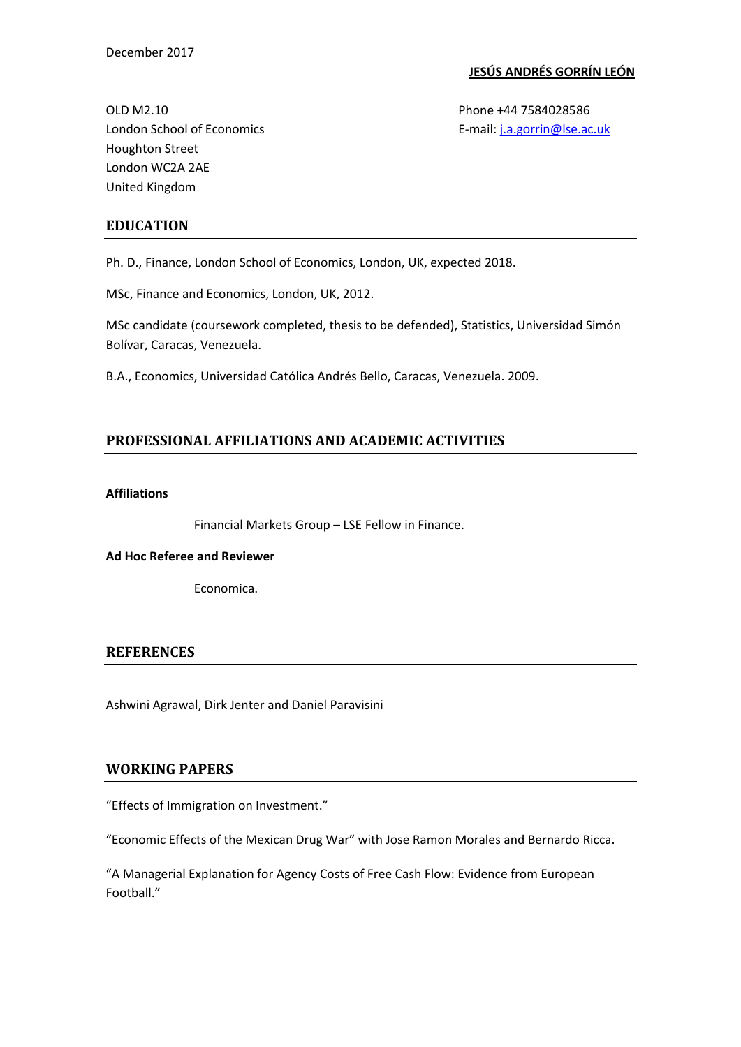December 2017

**JESÚS ANDRÉS GORRÍN LEÓN**

OLD M2.10
London School of Economics
Houghton Street
London WC2A 2AE
United Kingdom

Phone +44 7584028586
E-mail: j.a.gorrin@lse.ac.uk

## EDUCATION

Ph. D., Finance, London School of Economics, London, UK, expected 2018.

MSc, Finance and Economics, London, UK, 2012.

MSc candidate (coursework completed, thesis to be defended), Statistics, Universidad Simón Bolívar, Caracas, Venezuela.

B.A., Economics, Universidad Católica Andrés Bello, Caracas, Venezuela. 2009.

## PROFESSIONAL AFFILIATIONS AND ACADEMIC ACTIVITIES

**Affiliations**

Financial Markets Group – LSE Fellow in Finance.

**Ad Hoc Referee and Reviewer**

Economica.

## REFERENCES

Ashwini Agrawal, Dirk Jenter and Daniel Paravisini

## WORKING PAPERS

"Effects of Immigration on Investment."

"Economic Effects of the Mexican Drug War" with Jose Ramon Morales and Bernardo Ricca.

"A Managerial Explanation for Agency Costs of Free Cash Flow: Evidence from European Football."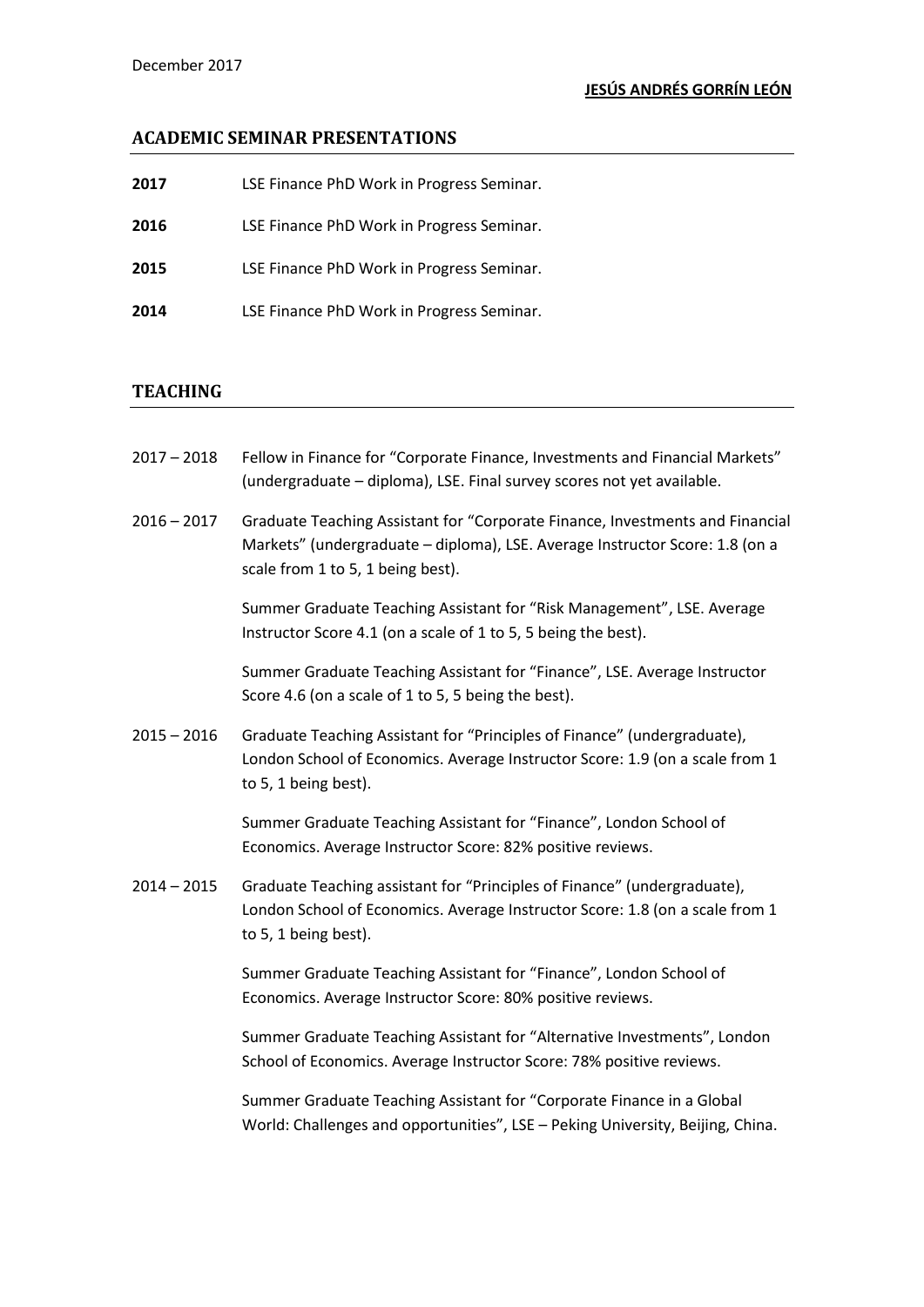## ACADEMIC SEMINAR PRESENTATIONS

**2017** LSE Finance PhD Work in Progress Seminar.

**2016** LSE Finance PhD Work in Progress Seminar.

**2015** LSE Finance PhD Work in Progress Seminar.

**2014** LSE Finance PhD Work in Progress Seminar.

## TEACHING

2017 – 2018 Fellow in Finance for "Corporate Finance, Investments and Financial Markets" (undergraduate – diploma), LSE. Final survey scores not yet available.

2016 – 2017 Graduate Teaching Assistant for "Corporate Finance, Investments and Financial Markets" (undergraduate – diploma), LSE. Average Instructor Score: 1.8 (on a scale from 1 to 5, 1 being best).

Summer Graduate Teaching Assistant for "Risk Management", LSE. Average Instructor Score 4.1 (on a scale of 1 to 5, 5 being the best).

Summer Graduate Teaching Assistant for "Finance", LSE. Average Instructor Score 4.6 (on a scale of 1 to 5, 5 being the best).

2015 – 2016 Graduate Teaching Assistant for "Principles of Finance" (undergraduate), London School of Economics. Average Instructor Score: 1.9 (on a scale from 1 to 5, 1 being best).

Summer Graduate Teaching Assistant for "Finance", London School of Economics. Average Instructor Score: 82% positive reviews.

2014 – 2015 Graduate Teaching assistant for "Principles of Finance" (undergraduate), London School of Economics. Average Instructor Score: 1.8 (on a scale from 1 to 5, 1 being best).

Summer Graduate Teaching Assistant for "Finance", London School of Economics. Average Instructor Score: 80% positive reviews.

Summer Graduate Teaching Assistant for "Alternative Investments", London School of Economics. Average Instructor Score: 78% positive reviews.

Summer Graduate Teaching Assistant for "Corporate Finance in a Global World: Challenges and opportunities", LSE – Peking University, Beijing, China.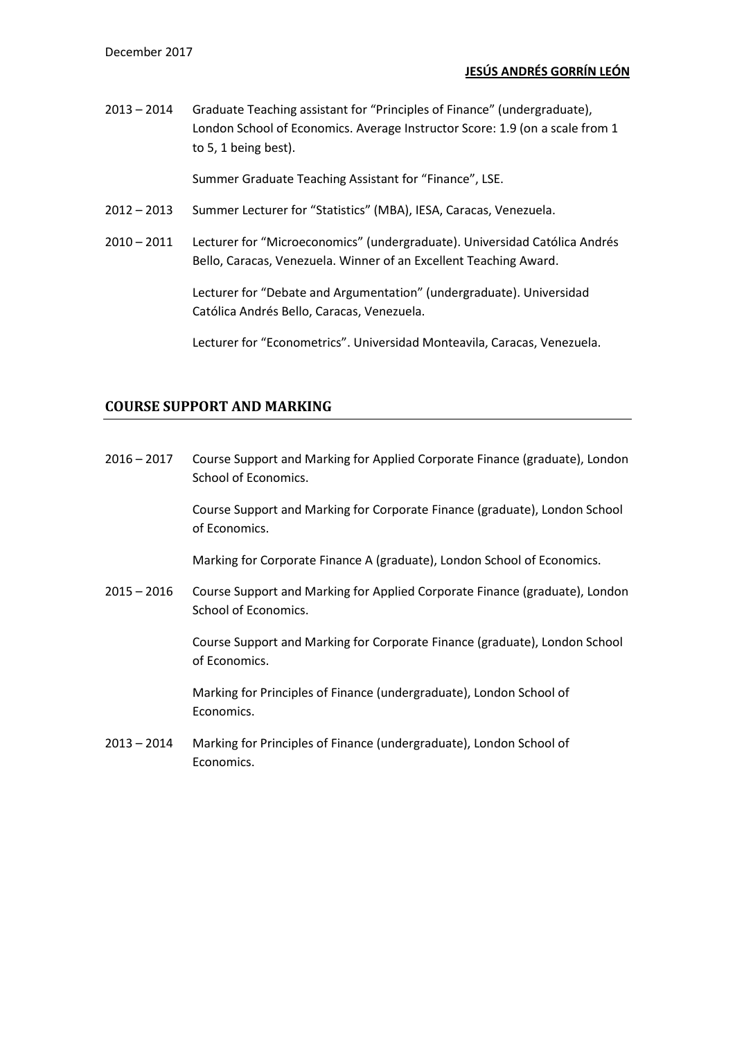2013 – 2014 Graduate Teaching assistant for "Principles of Finance" (undergraduate), London School of Economics. Average Instructor Score: 1.9 (on a scale from 1 to 5, 1 being best).

Summer Graduate Teaching Assistant for "Finance", LSE.

2012 – 2013 Summer Lecturer for "Statistics" (MBA), IESA, Caracas, Venezuela.

2010 – 2011 Lecturer for "Microeconomics" (undergraduate). Universidad Católica Andrés Bello, Caracas, Venezuela. Winner of an Excellent Teaching Award.

Lecturer for "Debate and Argumentation" (undergraduate). Universidad Católica Andrés Bello, Caracas, Venezuela.

Lecturer for "Econometrics". Universidad Monteavila, Caracas, Venezuela.

## COURSE SUPPORT AND MARKING

2016 – 2017 Course Support and Marking for Applied Corporate Finance (graduate), London School of Economics.

Course Support and Marking for Corporate Finance (graduate), London School of Economics.

Marking for Corporate Finance A (graduate), London School of Economics.

2015 – 2016 Course Support and Marking for Applied Corporate Finance (graduate), London School of Economics.

Course Support and Marking for Corporate Finance (graduate), London School of Economics.

Marking for Principles of Finance (undergraduate), London School of Economics.

2013 – 2014 Marking for Principles of Finance (undergraduate), London School of Economics.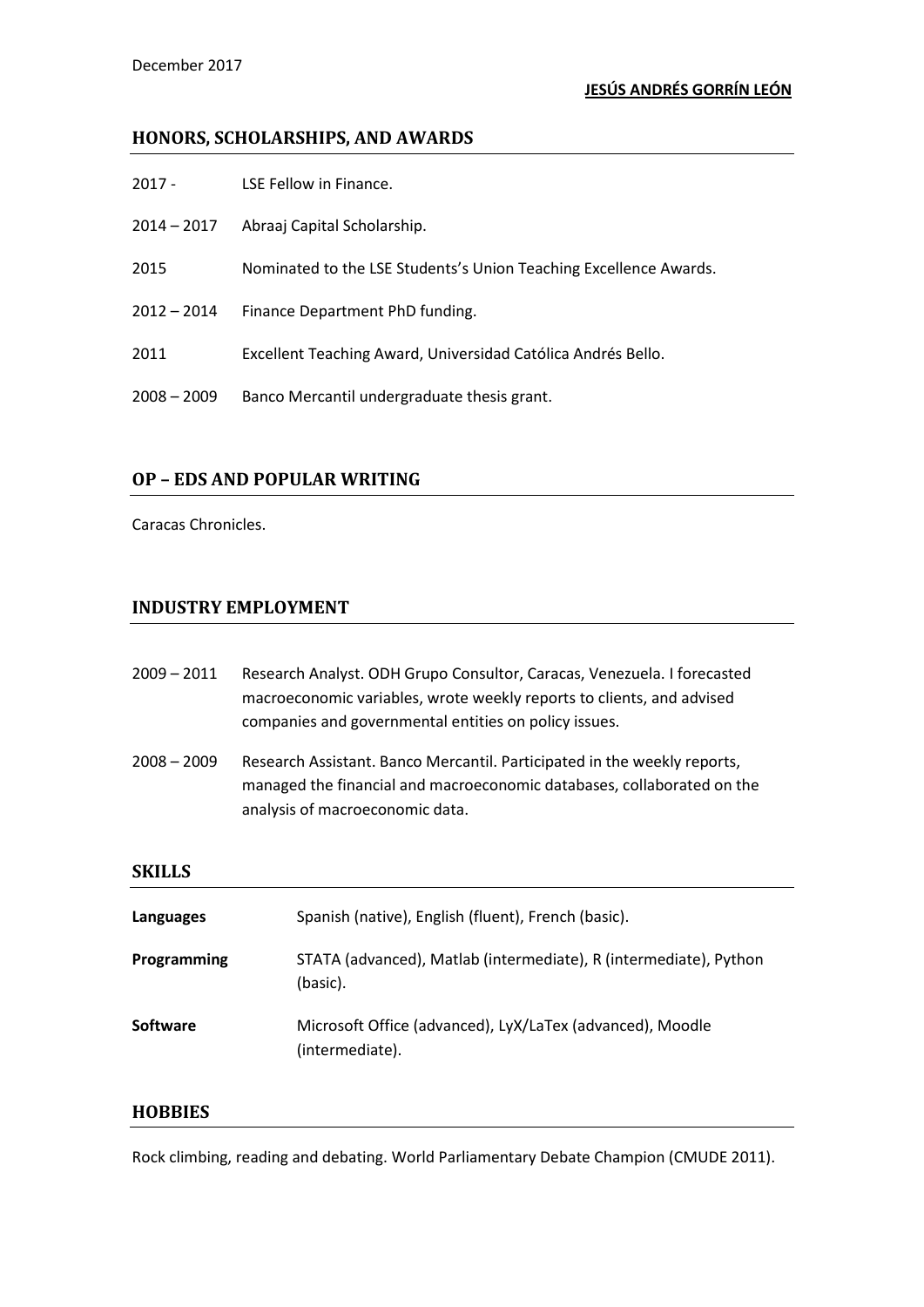## HONORS, SCHOLARSHIPS, AND AWARDS

| | |
|---|---|
| 2017 - | LSE Fellow in Finance. |
| 2014 – 2017 | Abraaj Capital Scholarship. |
| 2015 | Nominated to the LSE Students's Union Teaching Excellence Awards. |
| 2012 – 2014 | Finance Department PhD funding. |
| 2011 | Excellent Teaching Award, Universidad Católica Andrés Bello. |
| 2008 – 2009 | Banco Mercantil undergraduate thesis grant. |

## OP – EDS AND POPULAR WRITING

Caracas Chronicles.

## INDUSTRY EMPLOYMENT

| | |
|---|---|
| 2009 – 2011 | Research Analyst. ODH Grupo Consultor, Caracas, Venezuela. I forecasted macroeconomic variables, wrote weekly reports to clients, and advised companies and governmental entities on policy issues. |
| 2008 – 2009 | Research Assistant. Banco Mercantil. Participated in the weekly reports, managed the financial and macroeconomic databases, collaborated on the analysis of macroeconomic data. |

## SKILLS

| | |
|---|---|
| **Languages** | Spanish (native), English (fluent), French (basic). |
| **Programming** | STATA (advanced), Matlab (intermediate), R (intermediate), Python (basic). |
| **Software** | Microsoft Office (advanced), LyX/LaTex (advanced), Moodle (intermediate). |

## HOBBIES

Rock climbing, reading and debating. World Parliamentary Debate Champion (CMUDE 2011).